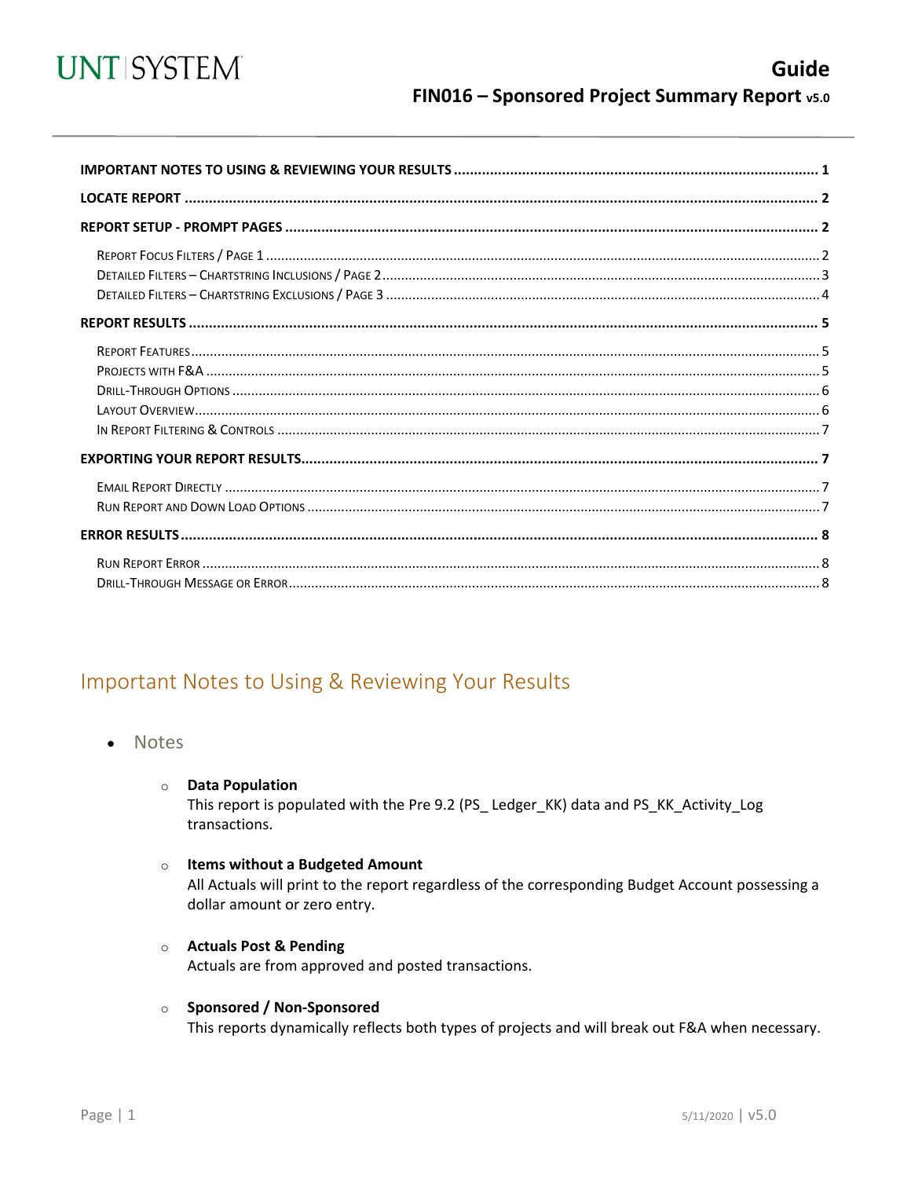# Guide

## FIN016 – Sponsored Project Summary Report v5.0

| | |
|---|---|
| **IMPORTANT NOTES TO USING & REVIEWING YOUR RESULTS** | **1** |
| **LOCATE REPORT** | **2** |
| **REPORT SETUP - PROMPT PAGES** | **2** |
| Report Focus Filters / Page 1 | 2 |
| Detailed Filters – Chartstring Inclusions / Page 2 | 3 |
| Detailed Filters – Chartstring Exclusions / Page 3 | 4 |
| **REPORT RESULTS** | **5** |
| Report Features | 5 |
| Projects with F&A | 5 |
| Drill-Through Options | 6 |
| Layout Overview | 6 |
| In Report Filtering & Controls | 7 |
| **EXPORTING YOUR REPORT RESULTS** | **7** |
| Email Report Directly | 7 |
| Run Report and Down Load Options | 7 |
| **ERROR RESULTS** | **8** |
| Run Report Error | 8 |
| Drill-Through Message or Error | 8 |

## Important Notes to Using & Reviewing Your Results

- ### Notes
  - **Data Population**
    This report is populated with the Pre 9.2 (PS_ Ledger_KK) data and PS_KK_Activity_Log transactions.
  - **Items without a Budgeted Amount**
    All Actuals will print to the report regardless of the corresponding Budget Account possessing a dollar amount or zero entry.
  - **Actuals Post & Pending**
    Actuals are from approved and posted transactions.
  - **Sponsored / Non-Sponsored**
    This reports dynamically reflects both types of projects and will break out F&A when necessary.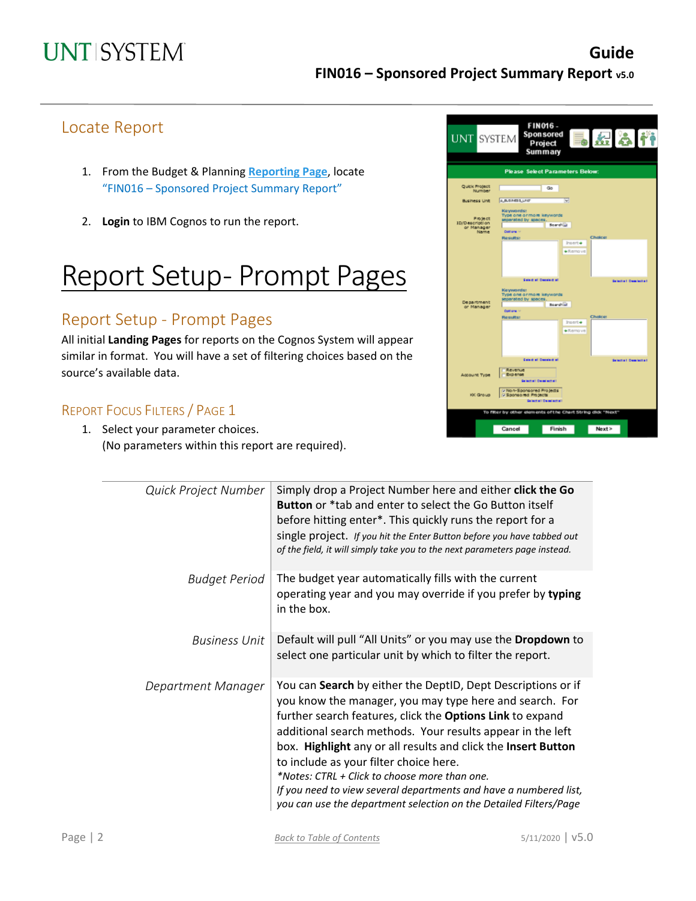## Locate Report

1. From the Budget & Planning **Reporting Page**, locate "FIN016 – Sponsored Project Summary Report"

2. **Login** to IBM Cognos to run the report.

# Report Setup- Prompt Pages

## Report Setup - Prompt Pages

All initial **Landing Pages** for reports on the Cognos System will appear similar in format. You will have a set of filtering choices based on the source's available data.

### Report Focus Filters / Page 1

1. Select your parameter choices.
(No parameters within this report are required).

| | |
|---|---|
| *Quick Project Number* | Simply drop a Project Number here and either **click the Go Button** or *tab and enter to select the Go Button itself before hitting enter*. This quickly runs the report for a single project. *If you hit the Enter Button before you have tabbed out of the field, it will simply take you to the next parameters page instead.* |
| *Budget Period* | The budget year automatically fills with the current operating year and you may override if you prefer by **typing** in the box. |
| *Business Unit* | Default will pull "All Units" or you may use the **Dropdown** to select one particular unit by which to filter the report. |
| *Department Manager* | You can **Search** by either the DeptID, Dept Descriptions or if you know the manager, you may type here and search. For further search features, click the **Options Link** to expand additional search methods. Your results appear in the left box. **Highlight** any or all results and click the **Insert Button** to include as your filter choice here. *\*Notes: CTRL + Click to choose more than one. If you need to view several departments and have a numbered list, you can use the department selection on the Detailed Filters/Page* |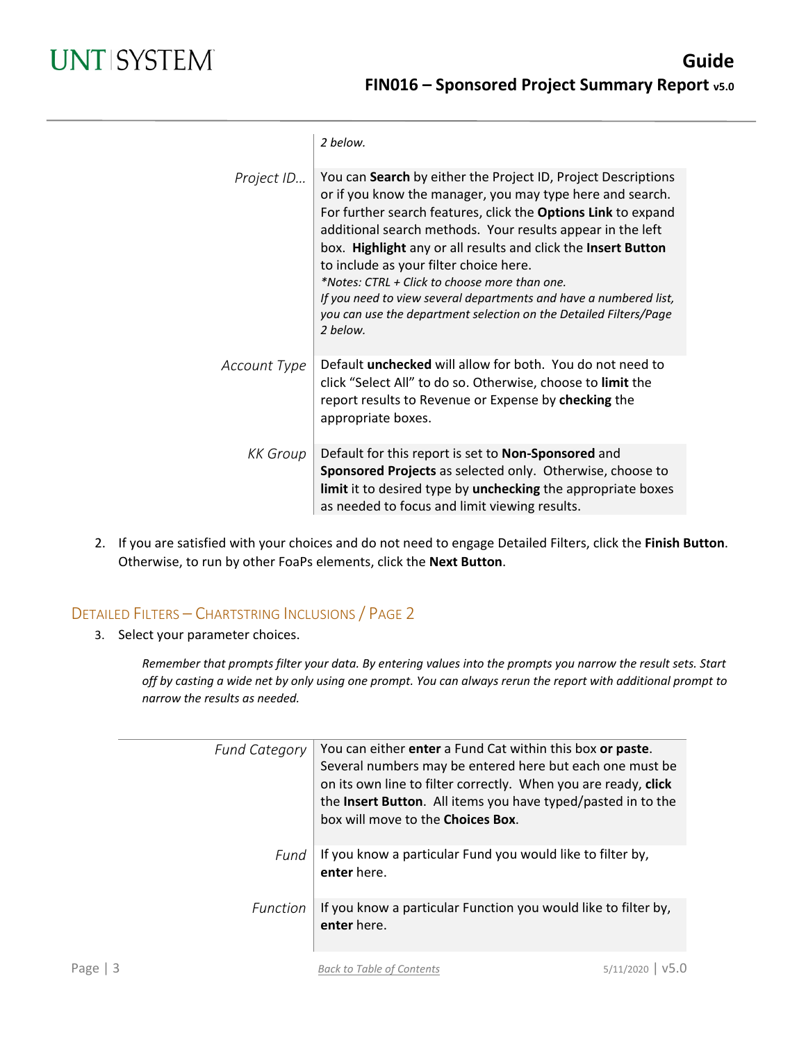| | |
|---|---|
| | *2 below.* |
| *Project ID…* | You can **Search** by either the Project ID, Project Descriptions or if you know the manager, you may type here and search. For further search features, click the **Options Link** to expand additional search methods. Your results appear in the left box. **Highlight** any or all results and click the **Insert Button** to include as your filter choice here. *\*Notes: CTRL + Click to choose more than one. If you need to view several departments and have a numbered list, you can use the department selection on the Detailed Filters/Page 2 below.* |
| *Account Type* | Default **unchecked** will allow for both. You do not need to click "Select All" to do so. Otherwise, choose to **limit** the report results to Revenue or Expense by **checking** the appropriate boxes. |
| *KK Group* | Default for this report is set to **Non-Sponsored** and **Sponsored Projects** as selected only. Otherwise, choose to **limit** it to desired type by **unchecking** the appropriate boxes as needed to focus and limit viewing results. |

2. If you are satisfied with your choices and do not need to engage Detailed Filters, click the **Finish Button**. Otherwise, to run by other FoaPs elements, click the **Next Button**.

## Detailed Filters – Chartstring Inclusions / Page 2

3. Select your parameter choices.

   *Remember that prompts filter your data. By entering values into the prompts you narrow the result sets. Start off by casting a wide net by only using one prompt. You can always rerun the report with additional prompt to narrow the results as needed.*

| | |
|---|---|
| *Fund Category* | You can either **enter** a Fund Cat within this box **or paste**. Several numbers may be entered here but each one must be on its own line to filter correctly. When you are ready, **click** the **Insert Button**. All items you have typed/pasted in to the box will move to the **Choices Box**. |
| *Fund* | If you know a particular Fund you would like to filter by, **enter** here. |
| *Function* | If you know a particular Function you would like to filter by, **enter** here. |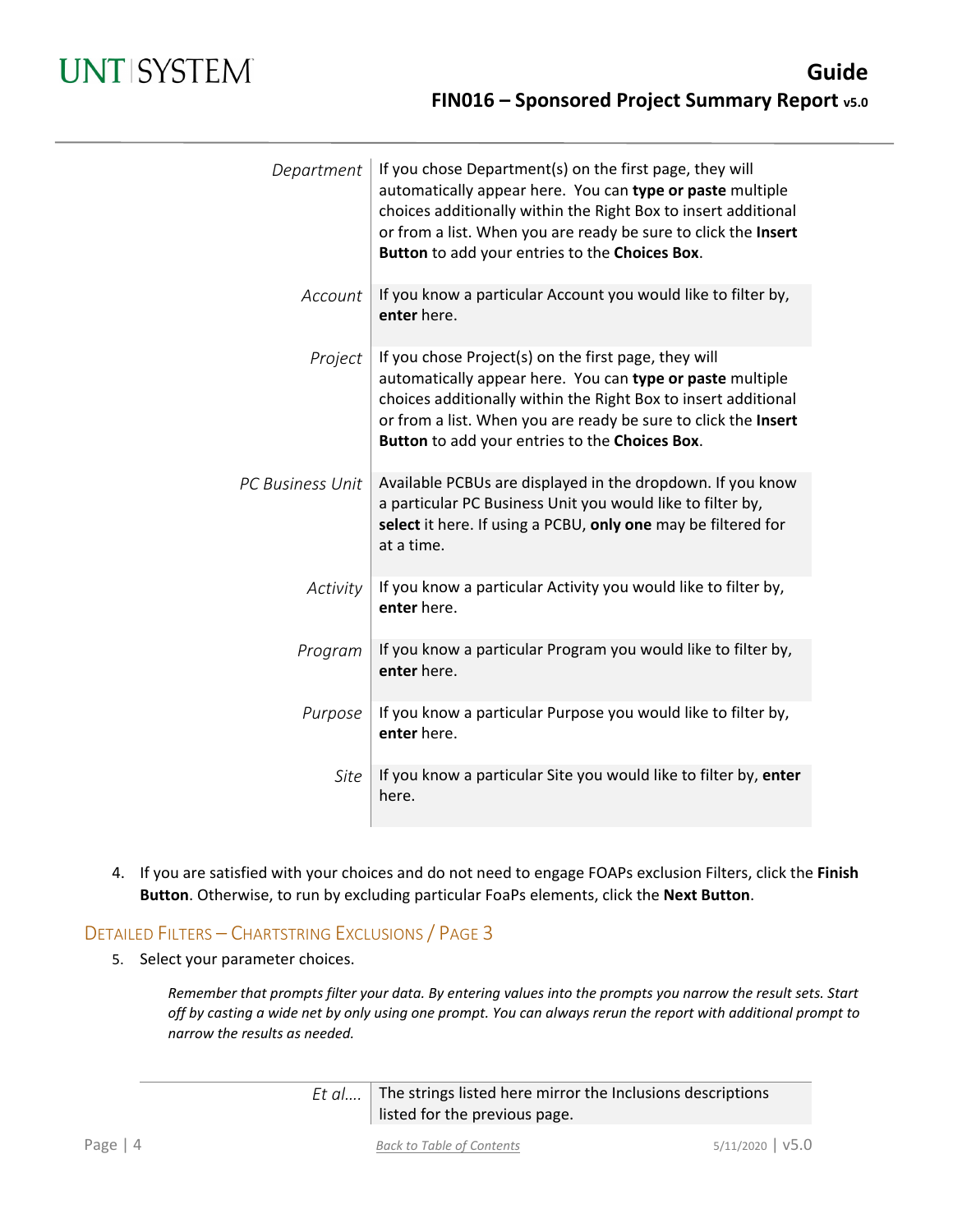| | |
|---|---|
| *Department* | If you chose Department(s) on the first page, they will automatically appear here. You can **type or paste** multiple choices additionally within the Right Box to insert additional or from a list. When you are ready be sure to click the **Insert Button** to add your entries to the **Choices Box**. |
| *Account* | If you know a particular Account you would like to filter by, **enter** here. |
| *Project* | If you chose Project(s) on the first page, they will automatically appear here. You can **type or paste** multiple choices additionally within the Right Box to insert additional or from a list. When you are ready be sure to click the **Insert Button** to add your entries to the **Choices Box**. |
| *PC Business Unit* | Available PCBUs are displayed in the dropdown. If you know a particular PC Business Unit you would like to filter by, **select** it here. If using a PCBU, **only one** may be filtered for at a time. |
| *Activity* | If you know a particular Activity you would like to filter by, **enter** here. |
| *Program* | If you know a particular Program you would like to filter by, **enter** here. |
| *Purpose* | If you know a particular Purpose you would like to filter by, **enter** here. |
| *Site* | If you know a particular Site you would like to filter by, **enter** here. |

4. If you are satisfied with your choices and do not need to engage FOAPs exclusion Filters, click the **Finish Button**. Otherwise, to run by excluding particular FoaPs elements, click the **Next Button**.

## Detailed Filters – Chartstring Exclusions / Page 3

5. Select your parameter choices.

*Remember that prompts filter your data. By entering values into the prompts you narrow the result sets. Start off by casting a wide net by only using one prompt. You can always rerun the report with additional prompt to narrow the results as needed.*

| | |
|---|---|
| *Et al….* | The strings listed here mirror the Inclusions descriptions listed for the previous page. |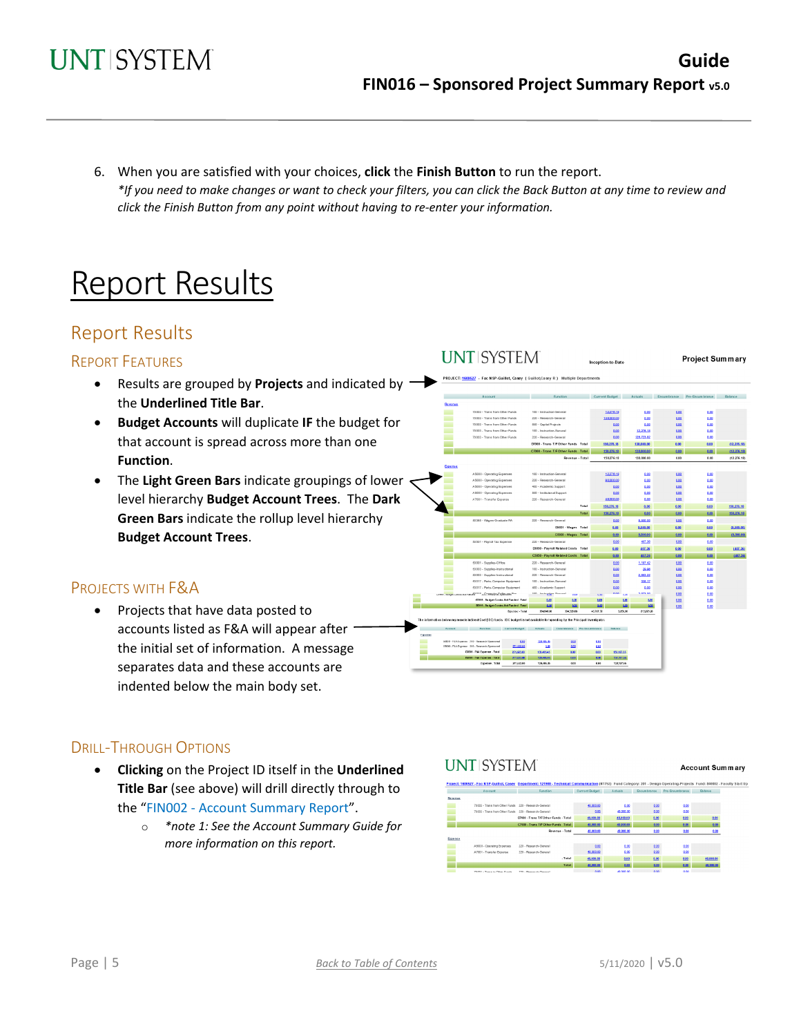6. When you are satisfied with your choices, **click** the **Finish Button** to run the report.
   *\*If you need to make changes or want to check your filters, you can click the Back Button at any time to review and click the Finish Button from any point without having to re-enter your information.*

# Report Results

## Report Results

### Report Features

- Results are grouped by **Projects** and indicated by the **Underlined Title Bar**.
- **Budget Accounts** will duplicate **IF** the budget for that account is spread across more than one **Function**.
- The **Light Green Bars** indicate groupings of lower level hierarchy **Budget Account Trees**. The **Dark Green Bars** indicate the rollup level hierarchy **Budget Account Trees**.

### Projects with F&A

- Projects that have data posted to accounts listed as F&A will appear after the initial set of information. A message separates data and these accounts are indented below the main body set.

### Drill-Through Options

- **Clicking** on the Project ID itself in the **Underlined Title Bar** (see above) will drill directly through to the "FIN002 - Account Summary Report".
  - *\*note 1: See the Account Summary Guide for more information on this report.*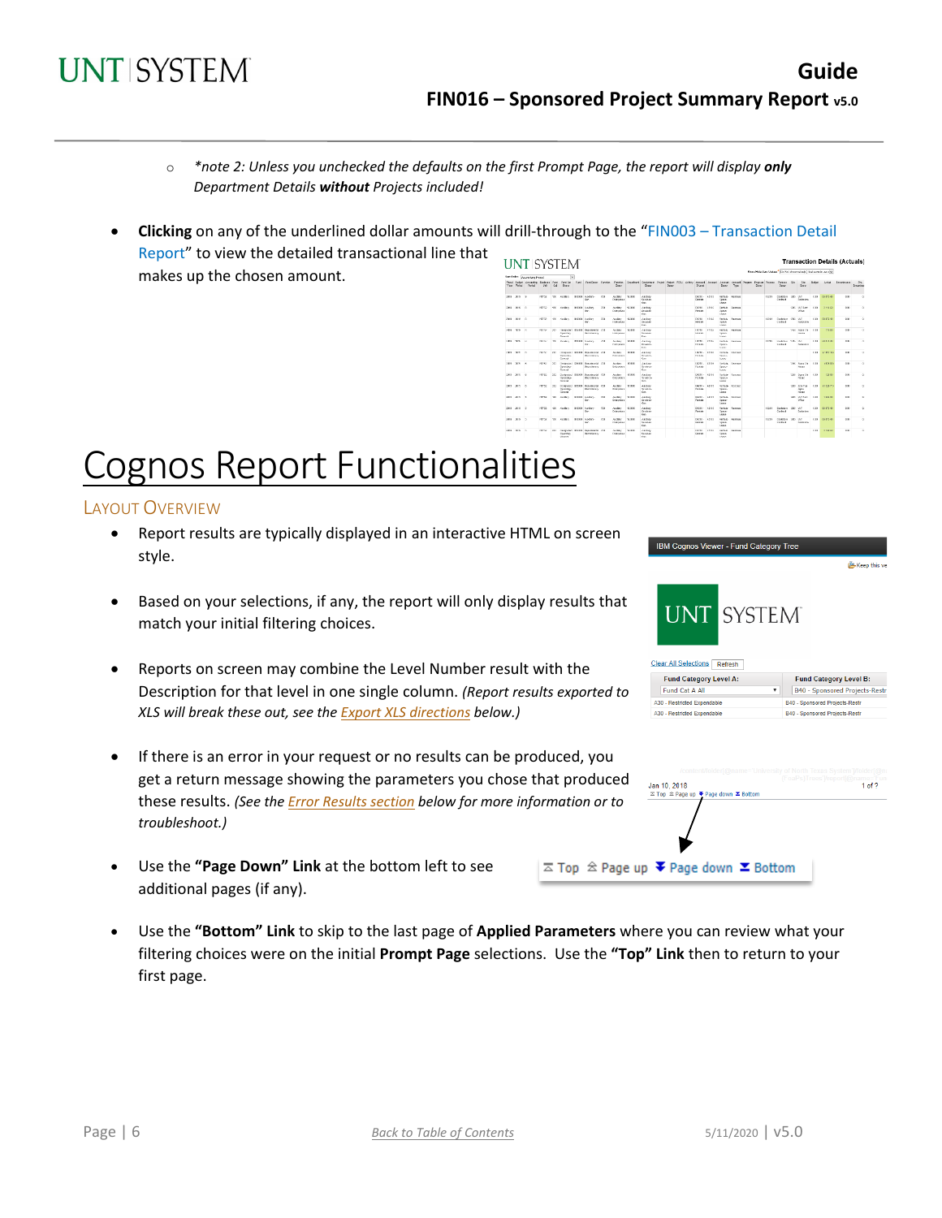- *\*note 2: Unless you unchecked the defaults on the first Prompt Page, the report will display **only** Department Details **without** Projects included!*

- **Clicking** on any of the underlined dollar amounts will drill-through to the "FIN003 – Transaction Detail Report" to view the detailed transactional line that makes up the chosen amount.

# Cognos Report Functionalities

## Layout Overview

- Report results are typically displayed in an interactive HTML on screen style.

- Based on your selections, if any, the report will only display results that match your initial filtering choices.

- Reports on screen may combine the Level Number result with the Description for that level in one single column. *(Report results exported to XLS will break these out, see the Export XLS directions below.)*

- If there is an error in your request or no results can be produced, you get a return message showing the parameters you chose that produced these results. *(See the Error Results section below for more information or to troubleshoot.)*

- Use the **"Page Down" Link** at the bottom left to see additional pages (if any).

- Use the **"Bottom" Link** to skip to the last page of **Applied Parameters** where you can review what your filtering choices were on the initial **Prompt Page** selections. Use the **"Top" Link** then to return to your first page.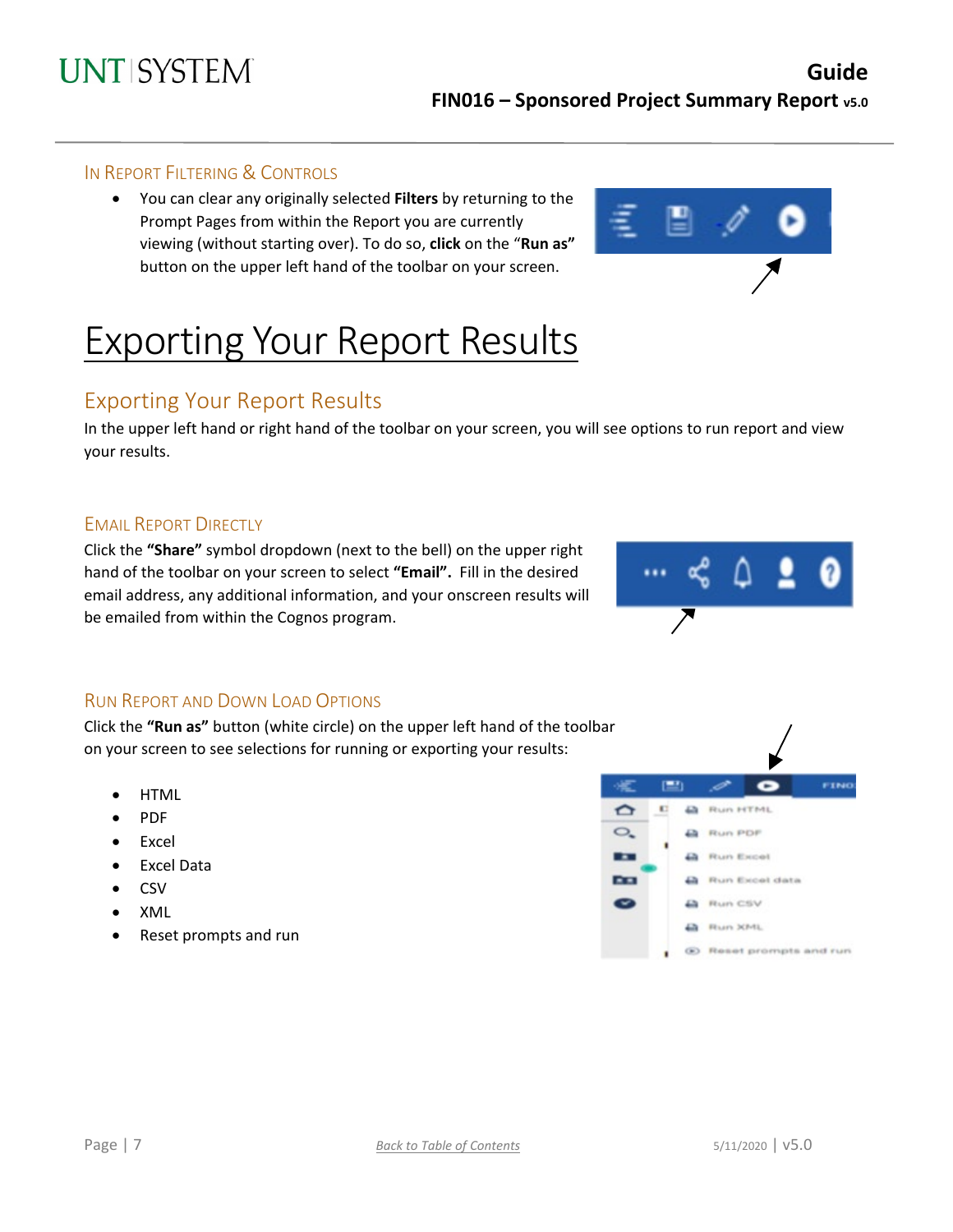### In Report Filtering & Controls

- You can clear any originally selected **Filters** by returning to the Prompt Pages from within the Report you are currently viewing (without starting over). To do so, **click** on the "**Run as"** button on the upper left hand of the toolbar on your screen.

# Exporting Your Report Results

## Exporting Your Report Results

In the upper left hand or right hand of the toolbar on your screen, you will see options to run report and view your results.

### Email Report Directly

Click the **"Share"** symbol dropdown (next to the bell) on the upper right hand of the toolbar on your screen to select **"Email".** Fill in the desired email address, any additional information, and your onscreen results will be emailed from within the Cognos program.

### Run Report and Down Load Options

Click the **"Run as"** button (white circle) on the upper left hand of the toolbar on your screen to see selections for running or exporting your results:

- HTML
- PDF
- Excel
- Excel Data
- CSV
- XML
- Reset prompts and run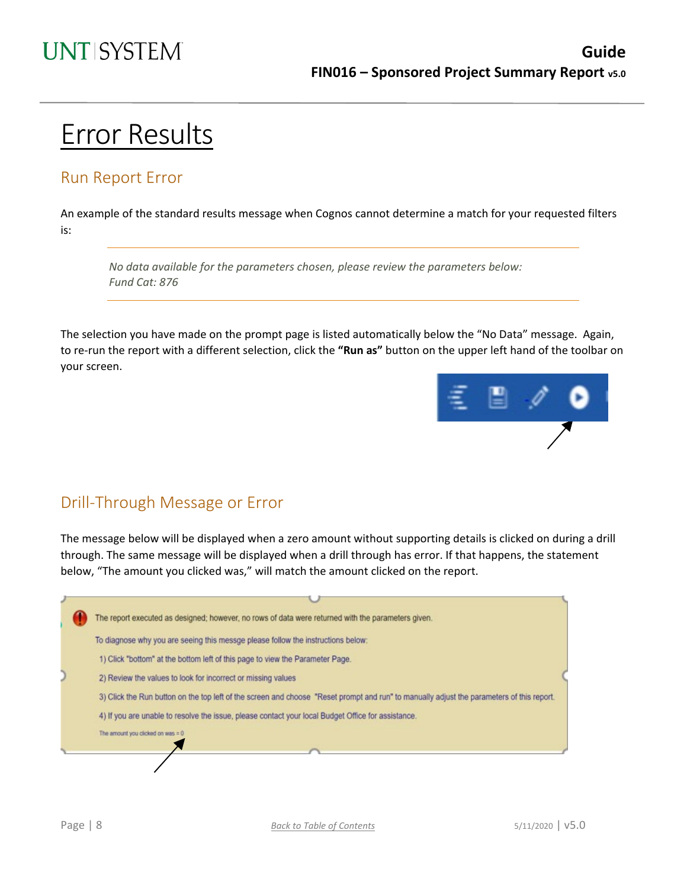# Error Results

## Run Report Error

An example of the standard results message when Cognos cannot determine a match for your requested filters is:

---

*No data available for the parameters chosen, please review the parameters below:*
*Fund Cat: 876*

---

The selection you have made on the prompt page is listed automatically below the "No Data" message. Again, to re-run the report with a different selection, click the **"Run as"** button on the upper left hand of the toolbar on your screen.

## Drill-Through Message or Error

The message below will be displayed when a zero amount without supporting details is clicked on during a drill through. The same message will be displayed when a drill through has error. If that happens, the statement below, "The amount you clicked was," will match the amount clicked on the report.

The report executed as designed; however, no rows of data were returned with the parameters given.

To diagnose why you are seeing this messge please follow the instructions below:

1) Click "bottom" at the bottom left of this page to view the Parameter Page.
2) Review the values to look for incorrect or missing values
3) Click the Run button on the top left of the screen and choose "Reset prompt and run" to manually adjust the parameters of this report.
4) If you are unable to resolve the issue, please contact your local Budget Office for assistance.

The amount you clicked on was = 0